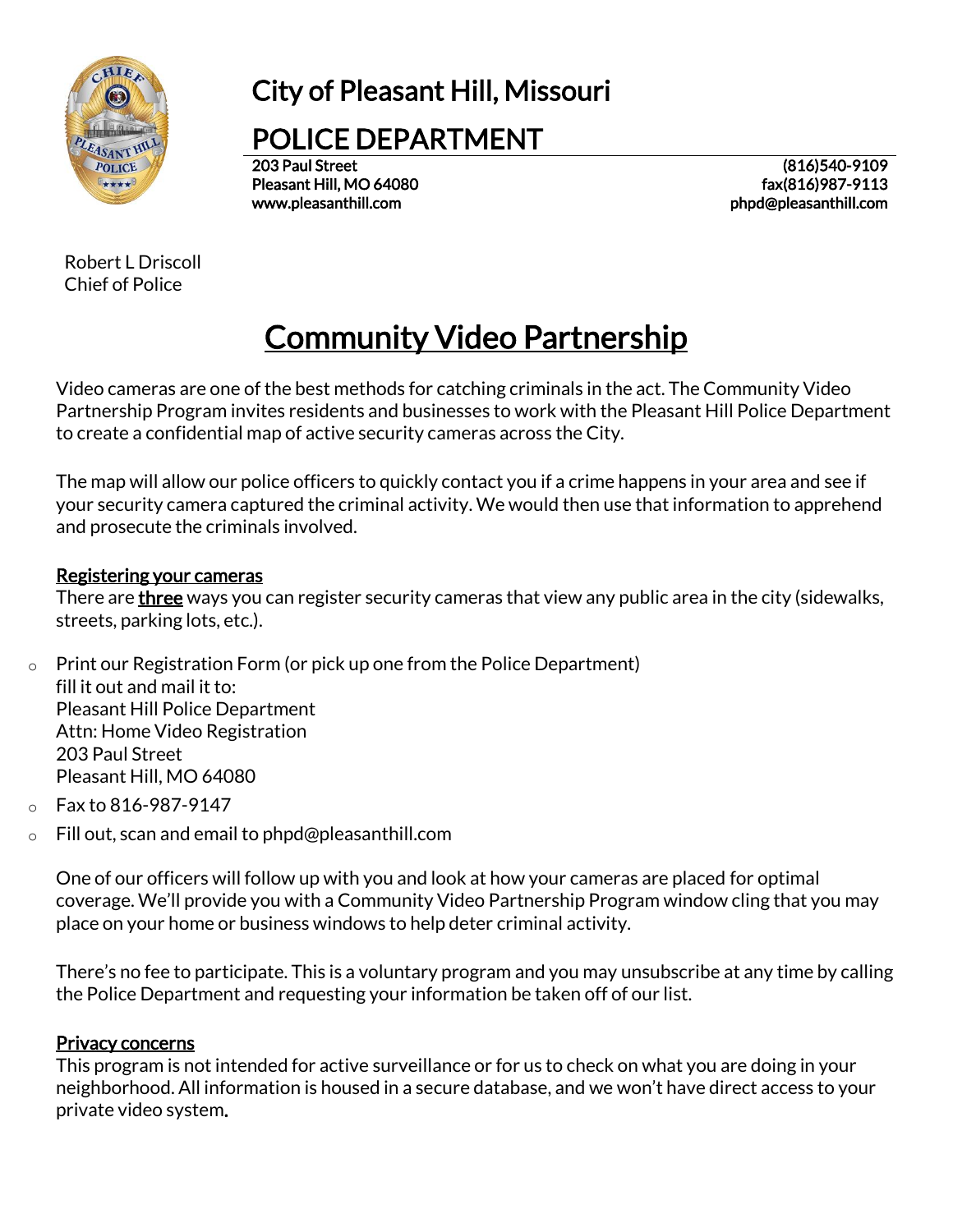# City of Pleasant Hill, Missouri

# POLICE DEPARTMENT

203 Paul Street
Pleasant Hill, MO 64080
www.pleasanthill.com

(816)540-9109
fax(816)987-9113
phpd@pleasanthill.com

Robert L Driscoll
Chief of Police

## Community Video Partnership

Video cameras are one of the best methods for catching criminals in the act. The Community Video Partnership Program invites residents and businesses to work with the Pleasant Hill Police Department to create a confidential map of active security cameras across the City.

The map will allow our police officers to quickly contact you if a crime happens in your area and see if your security camera captured the criminal activity. We would then use that information to apprehend and prosecute the criminals involved.

### Registering your cameras

There are **three** ways you can register security cameras that view any public area in the city (sidewalks, streets, parking lots, etc.).

- Print our Registration Form (or pick up one from the Police Department) fill it out and mail it to:
  Pleasant Hill Police Department
  Attn: Home Video Registration
  203 Paul Street
  Pleasant Hill, MO 64080
- Fax to 816-987-9147
- Fill out, scan and email to phpd@pleasanthill.com

One of our officers will follow up with you and look at how your cameras are placed for optimal coverage. We'll provide you with a Community Video Partnership Program window cling that you may place on your home or business windows to help deter criminal activity.

There's no fee to participate. This is a voluntary program and you may unsubscribe at any time by calling the Police Department and requesting your information be taken off of our list.

### Privacy concerns

This program is not intended for active surveillance or for us to check on what you are doing in your neighborhood. All information is housed in a secure database, and we won't have direct access to your private video system.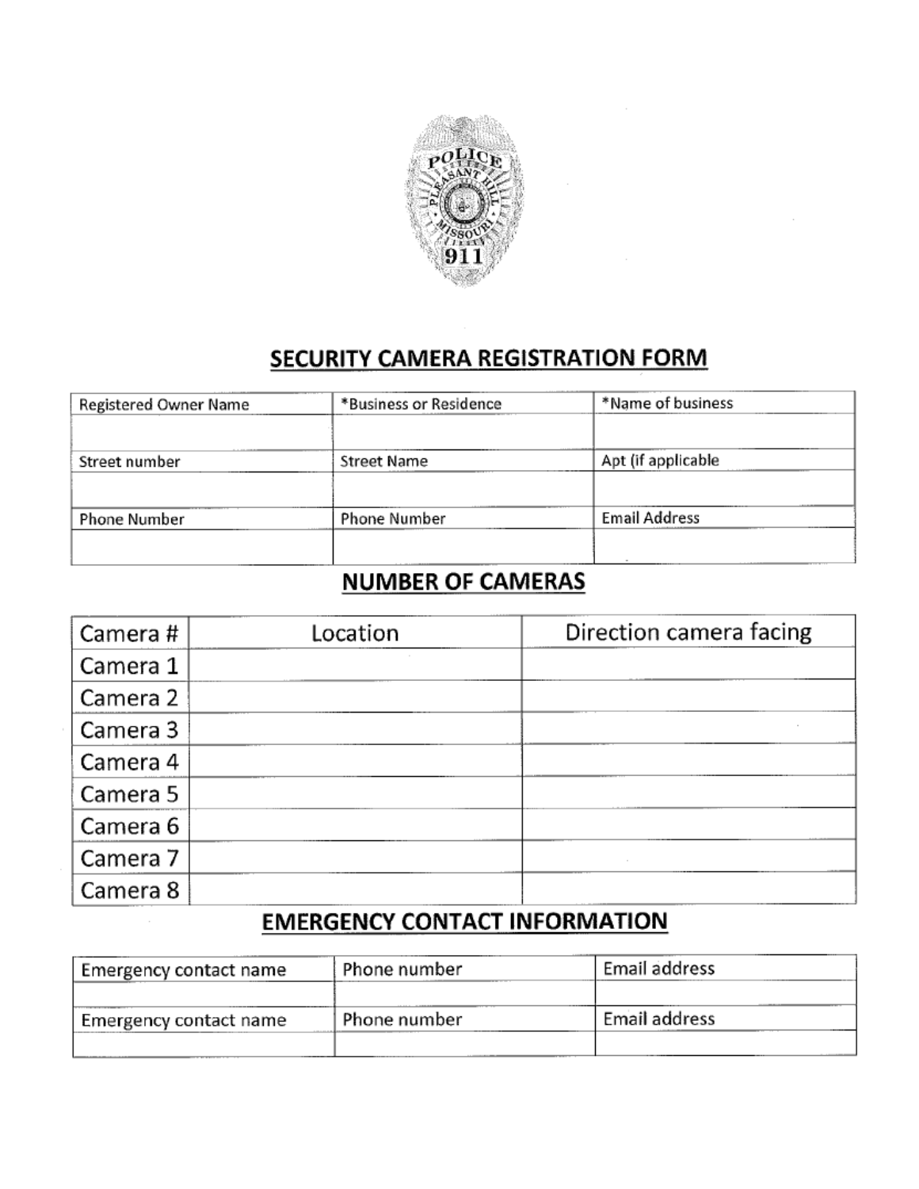## SECURITY CAMERA REGISTRATION FORM

| Registered Owner Name | *Business or Residence | *Name of business |
|---|---|---|
| | | |
| Street number | Street Name | Apt (if applicable |
| | | |
| Phone Number | Phone Number | Email Address |
| | | |

## NUMBER OF CAMERAS

| Camera # | Location | Direction camera facing |
|---|---|---|
| Camera 1 | | |
| Camera 2 | | |
| Camera 3 | | |
| Camera 4 | | |
| Camera 5 | | |
| Camera 6 | | |
| Camera 7 | | |
| Camera 8 | | |

## EMERGENCY CONTACT INFORMATION

| Emergency contact name | Phone number | Email address |
|---|---|---|
| | | |
| Emergency contact name | Phone number | Email address |
| | | |